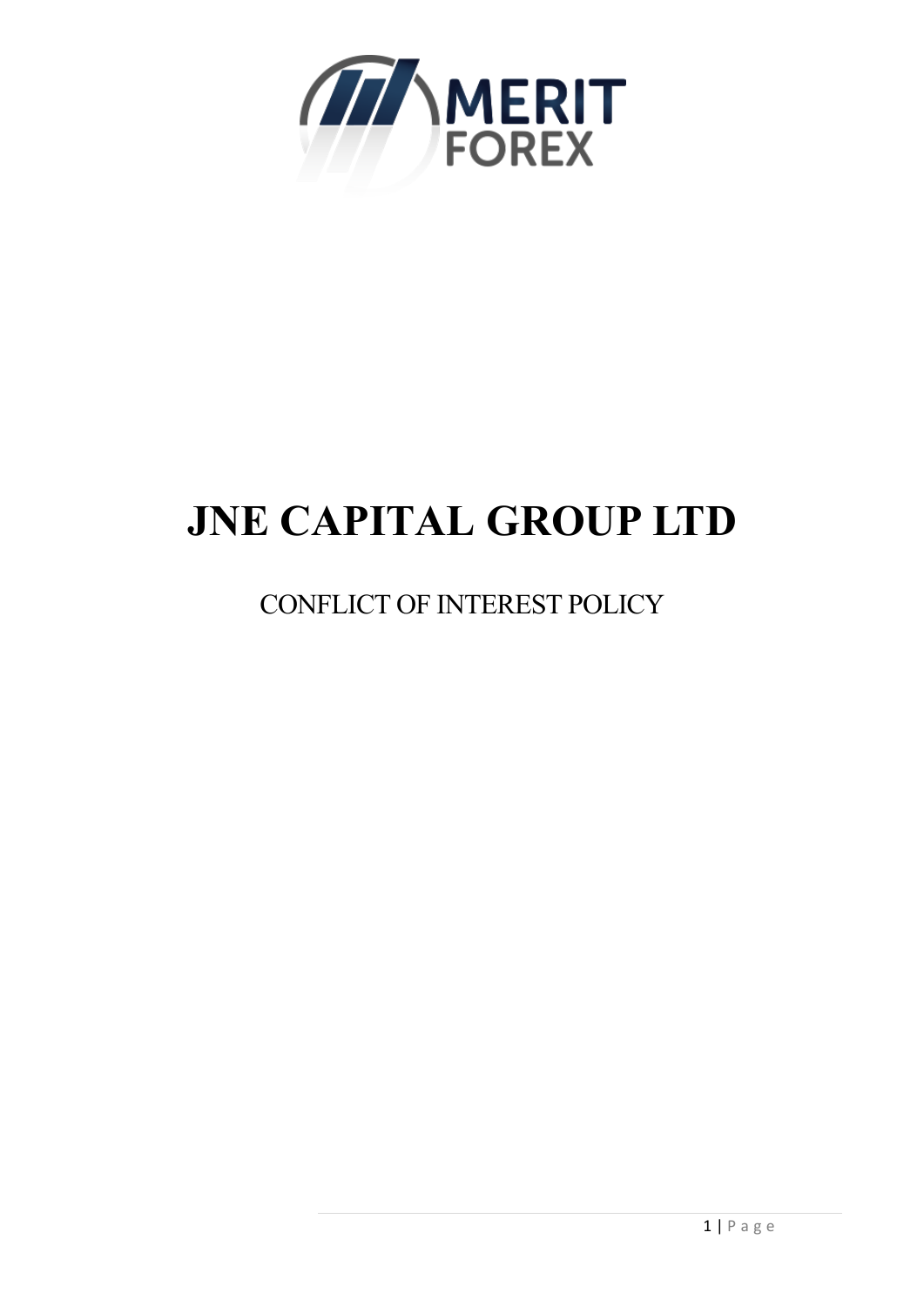# JNE CAPITAL GROUP LTD

CONFLICT OF INTEREST POLICY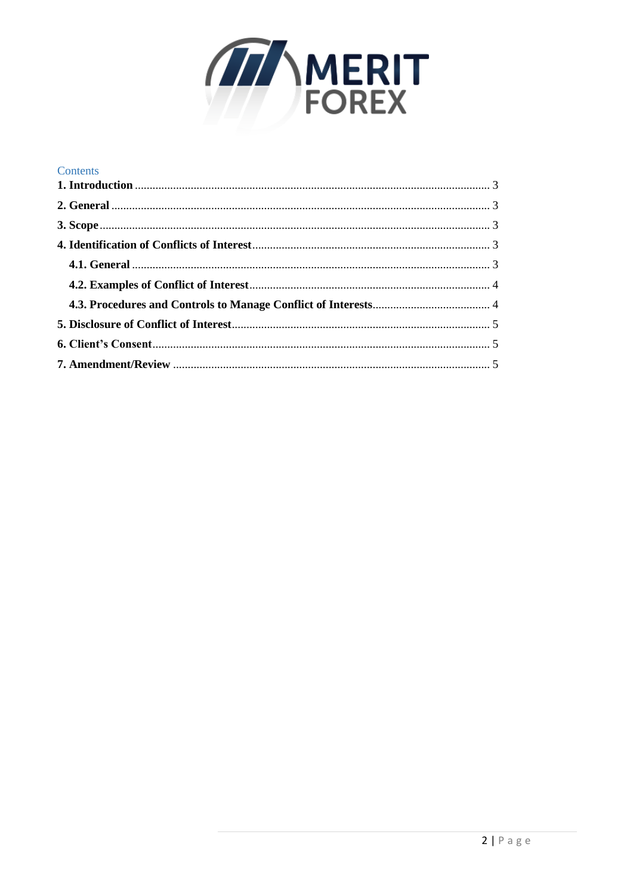Contents

**1. Introduction** ........ 3

**2. General** ........ 3

**3. Scope** ........ 3

**4. Identification of Conflicts of Interest** ........ 3

- **4.1. General** ........ 3
- **4.2. Examples of Conflict of Interest** ........ 4
- **4.3. Procedures and Controls to Manage Conflict of Interests** ........ 4

**5. Disclosure of Conflict of Interest** ........ 5

**6. Client's Consent** ........ 5

**7. Amendment/Review** ........ 5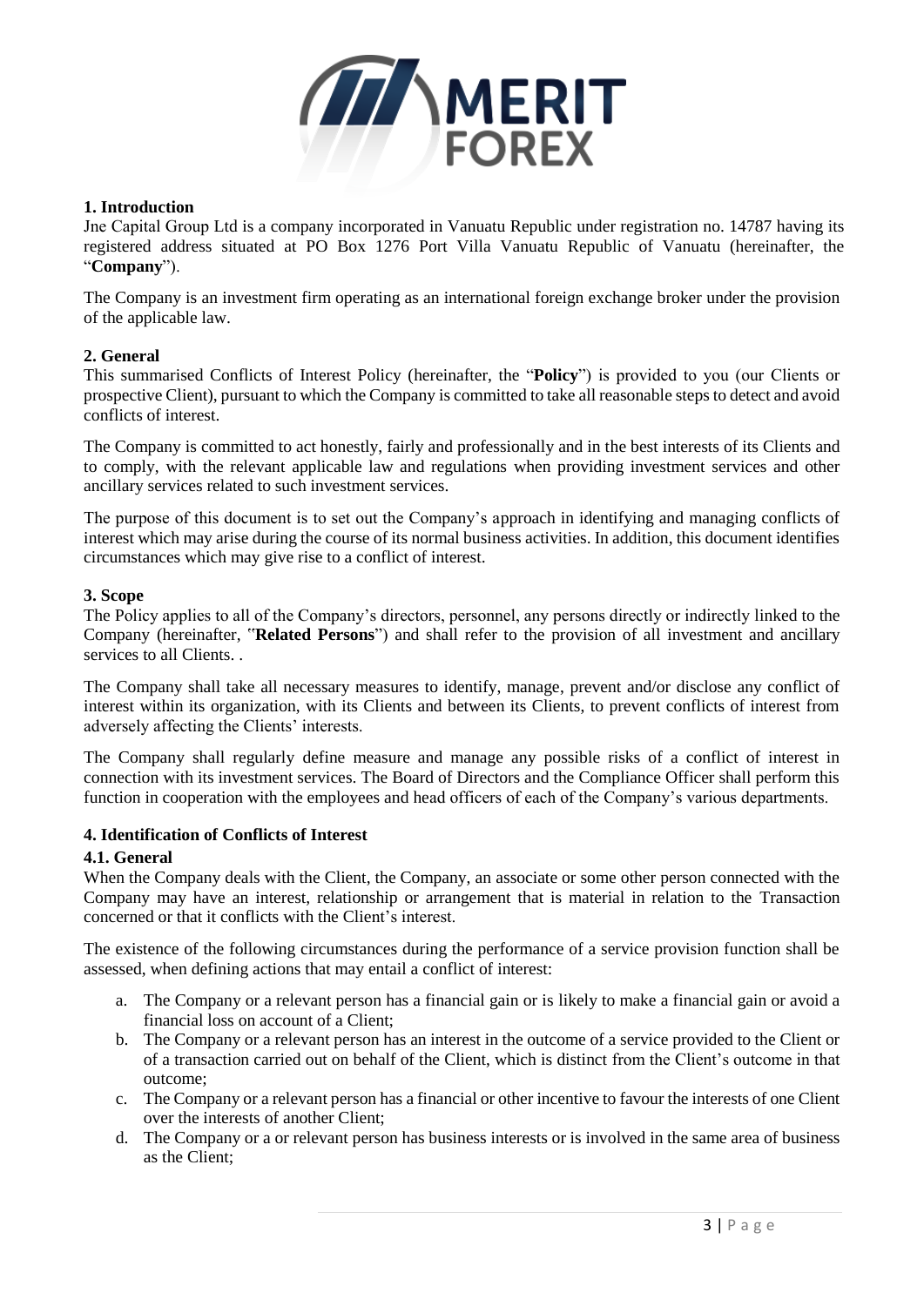## 1. Introduction

Jne Capital Group Ltd is a company incorporated in Vanuatu Republic under registration no. 14787 having its registered address situated at PO Box 1276 Port Villa Vanuatu Republic of Vanuatu (hereinafter, the "**Company**").

The Company is an investment firm operating as an international foreign exchange broker under the provision of the applicable law.

## 2. General

This summarised Conflicts of Interest Policy (hereinafter, the "**Policy**") is provided to you (our Clients or prospective Client), pursuant to which the Company is committed to take all reasonable steps to detect and avoid conflicts of interest.

The Company is committed to act honestly, fairly and professionally and in the best interests of its Clients and to comply, with the relevant applicable law and regulations when providing investment services and other ancillary services related to such investment services.

The purpose of this document is to set out the Company's approach in identifying and managing conflicts of interest which may arise during the course of its normal business activities. In addition, this document identifies circumstances which may give rise to a conflict of interest.

## 3. Scope

The Policy applies to all of the Company's directors, personnel, any persons directly or indirectly linked to the Company (hereinafter, "**Related Persons**") and shall refer to the provision of all investment and ancillary services to all Clients. .

The Company shall take all necessary measures to identify, manage, prevent and/or disclose any conflict of interest within its organization, with its Clients and between its Clients, to prevent conflicts of interest from adversely affecting the Clients' interests.

The Company shall regularly define measure and manage any possible risks of a conflict of interest in connection with its investment services. The Board of Directors and the Compliance Officer shall perform this function in cooperation with the employees and head officers of each of the Company's various departments.

## 4. Identification of Conflicts of Interest

### 4.1. General

When the Company deals with the Client, the Company, an associate or some other person connected with the Company may have an interest, relationship or arrangement that is material in relation to the Transaction concerned or that it conflicts with the Client's interest.

The existence of the following circumstances during the performance of a service provision function shall be assessed, when defining actions that may entail a conflict of interest:

a. The Company or a relevant person has a financial gain or is likely to make a financial gain or avoid a financial loss on account of a Client;
b. The Company or a relevant person has an interest in the outcome of a service provided to the Client or of a transaction carried out on behalf of the Client, which is distinct from the Client's outcome in that outcome;
c. The Company or a relevant person has a financial or other incentive to favour the interests of one Client over the interests of another Client;
d. The Company or a or relevant person has business interests or is involved in the same area of business as the Client;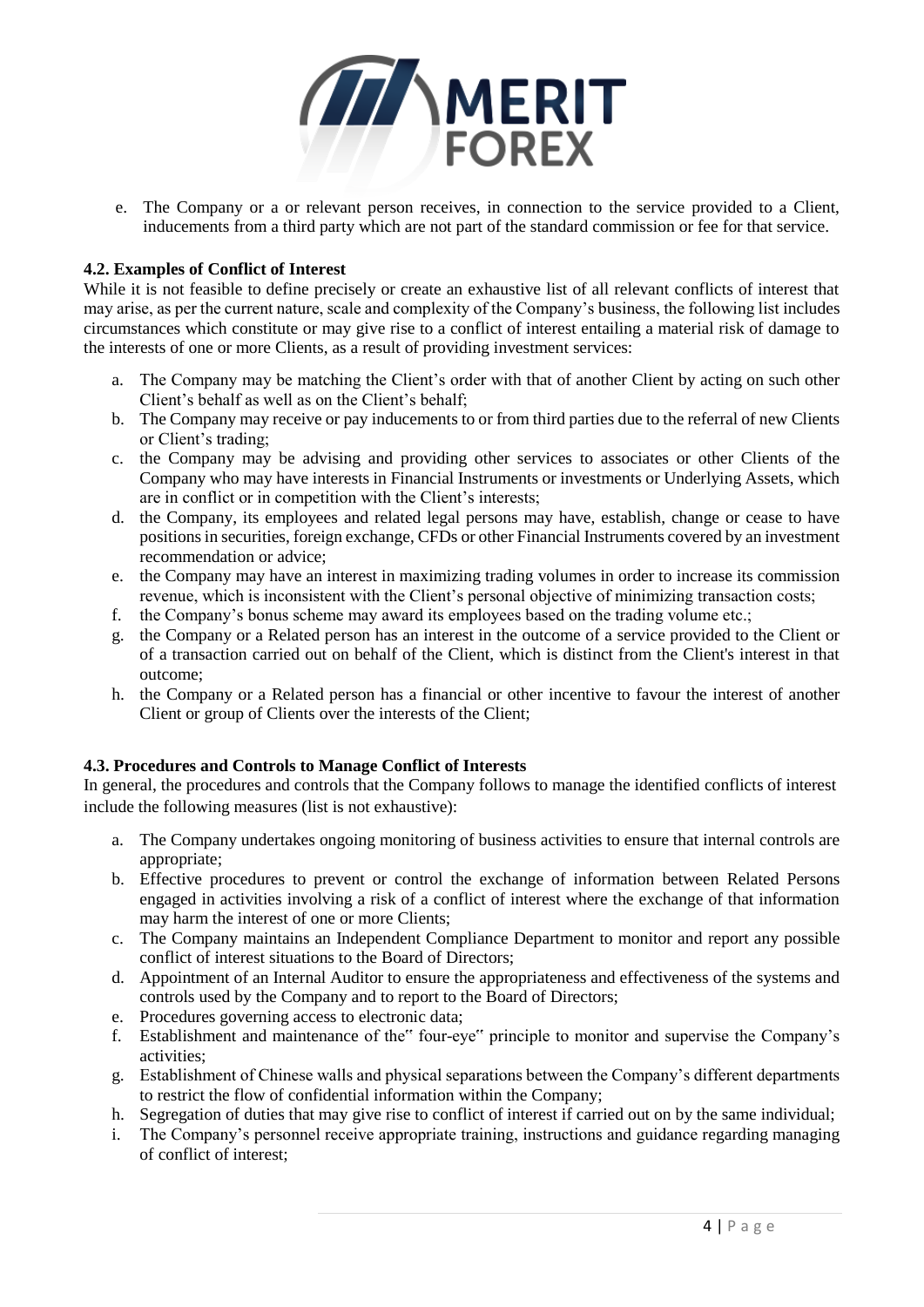e. The Company or a or relevant person receives, in connection to the service provided to a Client, inducements from a third party which are not part of the standard commission or fee for that service.

### 4.2. Examples of Conflict of Interest

While it is not feasible to define precisely or create an exhaustive list of all relevant conflicts of interest that may arise, as per the current nature, scale and complexity of the Company's business, the following list includes circumstances which constitute or may give rise to a conflict of interest entailing a material risk of damage to the interests of one or more Clients, as a result of providing investment services:

a. The Company may be matching the Client's order with that of another Client by acting on such other Client's behalf as well as on the Client's behalf;
b. The Company may receive or pay inducements to or from third parties due to the referral of new Clients or Client's trading;
c. the Company may be advising and providing other services to associates or other Clients of the Company who may have interests in Financial Instruments or investments or Underlying Assets, which are in conflict or in competition with the Client's interests;
d. the Company, its employees and related legal persons may have, establish, change or cease to have positions in securities, foreign exchange, CFDs or other Financial Instruments covered by an investment recommendation or advice;
e. the Company may have an interest in maximizing trading volumes in order to increase its commission revenue, which is inconsistent with the Client's personal objective of minimizing transaction costs;
f. the Company's bonus scheme may award its employees based on the trading volume etc.;
g. the Company or a Related person has an interest in the outcome of a service provided to the Client or of a transaction carried out on behalf of the Client, which is distinct from the Client's interest in that outcome;
h. the Company or a Related person has a financial or other incentive to favour the interest of another Client or group of Clients over the interests of the Client;

### 4.3. Procedures and Controls to Manage Conflict of Interests

In general, the procedures and controls that the Company follows to manage the identified conflicts of interest include the following measures (list is not exhaustive):

a. The Company undertakes ongoing monitoring of business activities to ensure that internal controls are appropriate;
b. Effective procedures to prevent or control the exchange of information between Related Persons engaged in activities involving a risk of a conflict of interest where the exchange of that information may harm the interest of one or more Clients;
c. The Company maintains an Independent Compliance Department to monitor and report any possible conflict of interest situations to the Board of Directors;
d. Appointment of an Internal Auditor to ensure the appropriateness and effectiveness of the systems and controls used by the Company and to report to the Board of Directors;
e. Procedures governing access to electronic data;
f. Establishment and maintenance of the" four-eye" principle to monitor and supervise the Company's activities;
g. Establishment of Chinese walls and physical separations between the Company's different departments to restrict the flow of confidential information within the Company;
h. Segregation of duties that may give rise to conflict of interest if carried out on by the same individual;
i. The Company's personnel receive appropriate training, instructions and guidance regarding managing of conflict of interest;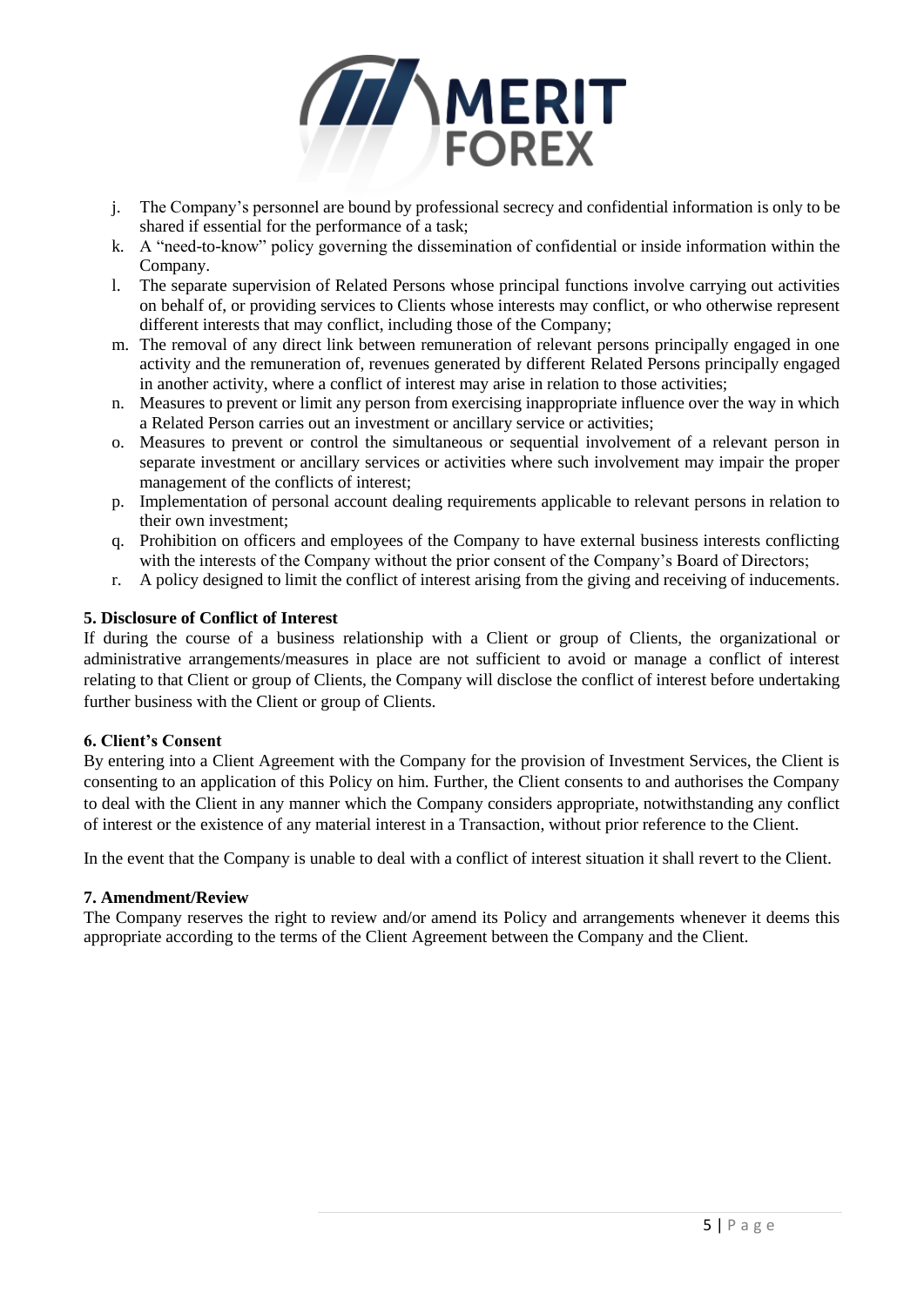j. The Company's personnel are bound by professional secrecy and confidential information is only to be shared if essential for the performance of a task;
k. A "need-to-know" policy governing the dissemination of confidential or inside information within the Company.
l. The separate supervision of Related Persons whose principal functions involve carrying out activities on behalf of, or providing services to Clients whose interests may conflict, or who otherwise represent different interests that may conflict, including those of the Company;
m. The removal of any direct link between remuneration of relevant persons principally engaged in one activity and the remuneration of, revenues generated by different Related Persons principally engaged in another activity, where a conflict of interest may arise in relation to those activities;
n. Measures to prevent or limit any person from exercising inappropriate influence over the way in which a Related Person carries out an investment or ancillary service or activities;
o. Measures to prevent or control the simultaneous or sequential involvement of a relevant person in separate investment or ancillary services or activities where such involvement may impair the proper management of the conflicts of interest;
p. Implementation of personal account dealing requirements applicable to relevant persons in relation to their own investment;
q. Prohibition on officers and employees of the Company to have external business interests conflicting with the interests of the Company without the prior consent of the Company's Board of Directors;
r. A policy designed to limit the conflict of interest arising from the giving and receiving of inducements.

**5. Disclosure of Conflict of Interest**

If during the course of a business relationship with a Client or group of Clients, the organizational or administrative arrangements/measures in place are not sufficient to avoid or manage a conflict of interest relating to that Client or group of Clients, the Company will disclose the conflict of interest before undertaking further business with the Client or group of Clients.

**6. Client's Consent**

By entering into a Client Agreement with the Company for the provision of Investment Services, the Client is consenting to an application of this Policy on him. Further, the Client consents to and authorises the Company to deal with the Client in any manner which the Company considers appropriate, notwithstanding any conflict of interest or the existence of any material interest in a Transaction, without prior reference to the Client.

In the event that the Company is unable to deal with a conflict of interest situation it shall revert to the Client.

**7. Amendment/Review**

The Company reserves the right to review and/or amend its Policy and arrangements whenever it deems this appropriate according to the terms of the Client Agreement between the Company and the Client.